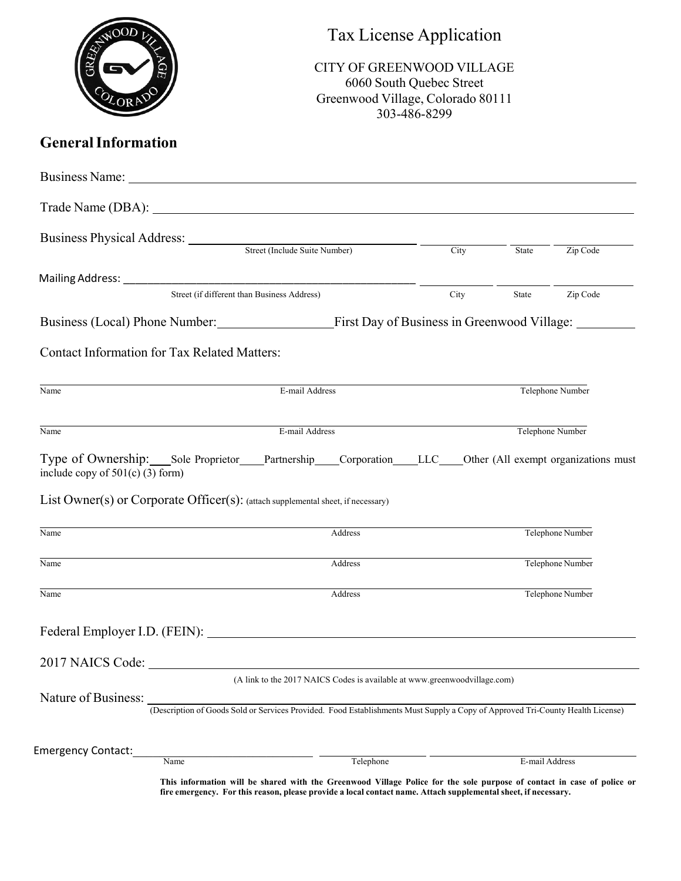# Tax License Application

CITY OF GREENWOOD VILLAGE
6060 South Quebec Street
Greenwood Village, Colorado 80111
303-486-8299

## General Information

Business Name: ______________________________________________

Trade Name (DBA): ______________________________________________

Business Physical Address: ______________________ __________ ______ __________
Street (Include Suite Number) City State Zip Code

Mailing Address: ______________________ __________ ______ __________
Street (if different than Business Address) City State Zip Code

Business (Local) Phone Number: ______________ First Day of Business in Greenwood Village: ________

Contact Information for Tax Related Matters:

______________________________________________
Name E-mail Address Telephone Number

______________________________________________
Name E-mail Address Telephone Number

Type of Ownership: ___Sole Proprietor ____Partnership ____Corporation ____LLC ____Other (All exempt organizations must include copy of 501(c) (3) form)

List Owner(s) or Corporate Officer(s): (attach supplemental sheet, if necessary)

______________________________________________
Name Address Telephone Number

______________________________________________
Name Address Telephone Number

______________________________________________
Name Address Telephone Number

Federal Employer I.D. (FEIN): ______________________________________________

2017 NAICS Code: ______________________________________________
(A link to the 2017 NAICS Codes is available at www.greenwoodvillage.com)

Nature of Business: ______________________________________________
(Description of Goods Sold or Services Provided. Food Establishments Must Supply a Copy of Approved Tri-County Health License)

Emergency Contact: ______________ ______________ ______________
Name Telephone E-mail Address

**This information will be shared with the Greenwood Village Police for the sole purpose of contact in case of police or fire emergency. For this reason, please provide a local contact name. Attach supplemental sheet, if necessary.**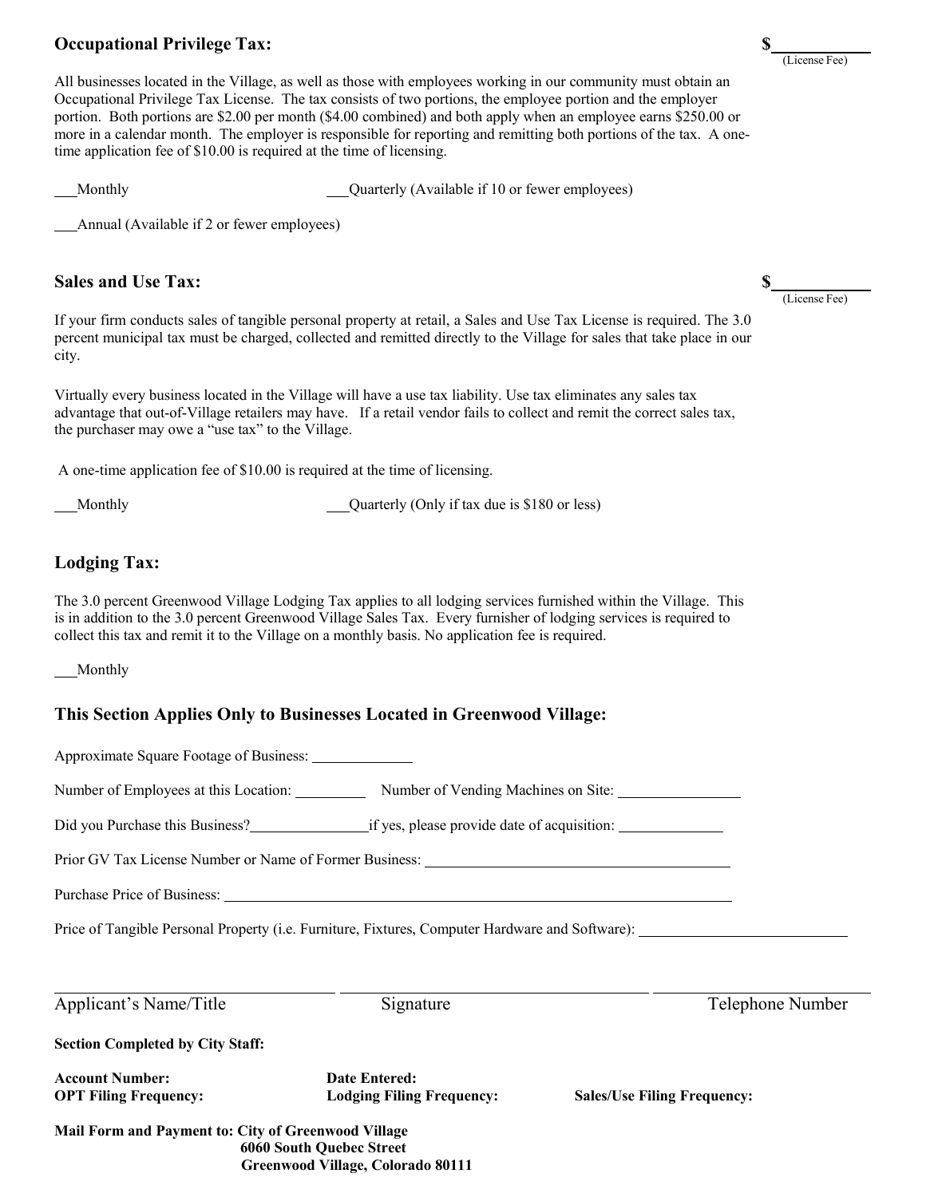## Occupational Privilege Tax:

$\_\_\_\_\_\_\_\_\_\_
(License Fee)

All businesses located in the Village, as well as those with employees working in our community must obtain an Occupational Privilege Tax License. The tax consists of two portions, the employee portion and the employer portion. Both portions are $2.00 per month ($4.00 combined) and both apply when an employee earns $250.00 or more in a calendar month. The employer is responsible for reporting and remitting both portions of the tax. A one-time application fee of $10.00 is required at the time of licensing.

___Monthly ___Quarterly (Available if 10 or fewer employees)

___Annual (Available if 2 or fewer employees)

## Sales and Use Tax:

$\_\_\_\_\_\_\_\_\_\_
(License Fee)

If your firm conducts sales of tangible personal property at retail, a Sales and Use Tax License is required. The 3.0 percent municipal tax must be charged, collected and remitted directly to the Village for sales that take place in our city.

Virtually every business located in the Village will have a use tax liability. Use tax eliminates any sales tax advantage that out-of-Village retailers may have. If a retail vendor fails to collect and remit the correct sales tax, the purchaser may owe a "use tax" to the Village.

A one-time application fee of $10.00 is required at the time of licensing.

___Monthly ___Quarterly (Only if tax due is $180 or less)

## Lodging Tax:

The 3.0 percent Greenwood Village Lodging Tax applies to all lodging services furnished within the Village. This is in addition to the 3.0 percent Greenwood Village Sales Tax. Every furnisher of lodging services is required to collect this tax and remit it to the Village on a monthly basis. No application fee is required.

___Monthly

## This Section Applies Only to Businesses Located in Greenwood Village:

Approximate Square Footage of Business: \_\_\_\_\_\_\_\_\_\_

Number of Employees at this Location: \_\_\_\_\_\_\_\_ Number of Vending Machines on Site: \_\_\_\_\_\_\_\_\_\_

Did you Purchase this Business?\_\_\_\_\_\_\_\_\_\_if yes, please provide date of acquisition: \_\_\_\_\_\_\_\_\_\_

Prior GV Tax License Number or Name of Former Business: \_\_\_\_\_\_\_\_\_\_\_\_\_\_\_\_\_\_\_\_

Purchase Price of Business: \_\_\_\_\_\_\_\_\_\_\_\_\_\_\_\_\_\_\_\_

Price of Tangible Personal Property (i.e. Furniture, Fixtures, Computer Hardware and Software): \_\_\_\_\_\_\_\_\_\_\_\_\_\_\_\_\_\_\_\_

\_\_\_\_\_\_\_\_\_\_\_\_\_\_\_\_\_\_\_\_ \_\_\_\_\_\_\_\_\_\_\_\_\_\_\_\_\_\_\_\_ \_\_\_\_\_\_\_\_\_\_\_\_\_\_\_\_\_\_\_\_
Applicant's Name/Title Signature Telephone Number

**Section Completed by City Staff:**

**Account Number:** **Date Entered:**
**OPT Filing Frequency:** **Lodging Filing Frequency:** **Sales/Use Filing Frequency:**

**Mail Form and Payment to: City of Greenwood Village**
**6060 South Quebec Street**
**Greenwood Village, Colorado 80111**